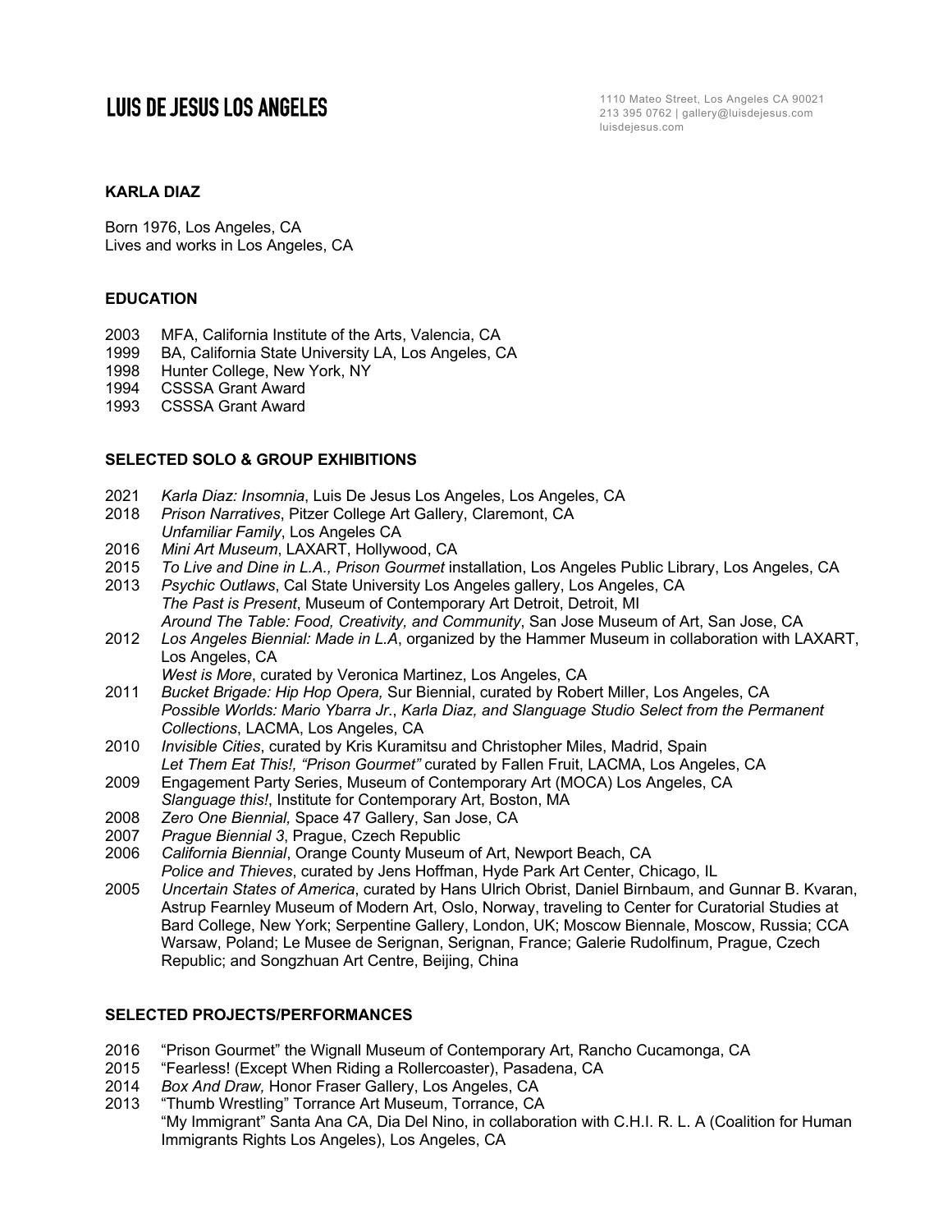# LUIS DE JESUS LOS ANGELES

1110 Mateo Street, Los Angeles CA 90021
213 395 0762 | gallery@luisdejesus.com
luisdejesus.com

## KARLA DIAZ

Born 1976, Los Angeles, CA
Lives and works in Los Angeles, CA

## EDUCATION

2003 MFA, California Institute of the Arts, Valencia, CA
1999 BA, California State University LA, Los Angeles, CA
1998 Hunter College, New York, NY
1994 CSSSA Grant Award
1993 CSSSA Grant Award

## SELECTED SOLO & GROUP EXHIBITIONS

2021 *Karla Diaz: Insomnia*, Luis De Jesus Los Angeles, Los Angeles, CA
2018 *Prison Narratives*, Pitzer College Art Gallery, Claremont, CA
*Unfamiliar Family*, Los Angeles CA
2016 *Mini Art Museum*, LAXART, Hollywood, CA
2015 *To Live and Dine in L.A., Prison Gourmet* installation, Los Angeles Public Library, Los Angeles, CA
2013 *Psychic Outlaws*, Cal State University Los Angeles gallery, Los Angeles, CA
*The Past is Present*, Museum of Contemporary Art Detroit, Detroit, MI
*Around The Table: Food, Creativity, and Community*, San Jose Museum of Art, San Jose, CA
2012 *Los Angeles Biennial: Made in L.A*, organized by the Hammer Museum in collaboration with LAXART, Los Angeles, CA
*West is More*, curated by Veronica Martinez, Los Angeles, CA
2011 *Bucket Brigade: Hip Hop Opera,* Sur Biennial, curated by Robert Miller, Los Angeles, CA
*Possible Worlds: Mario Ybarra Jr., Karla Diaz, and Slanguage Studio Select from the Permanent Collections*, LACMA, Los Angeles, CA
2010 *Invisible Cities*, curated by Kris Kuramitsu and Christopher Miles, Madrid, Spain
*Let Them Eat This!, "Prison Gourmet"* curated by Fallen Fruit, LACMA, Los Angeles, CA
2009 Engagement Party Series, Museum of Contemporary Art (MOCA) Los Angeles, CA
*Slanguage this!*, Institute for Contemporary Art, Boston, MA
2008 *Zero One Biennial,* Space 47 Gallery, San Jose, CA
2007 *Prague Biennial 3*, Prague, Czech Republic
2006 *California Biennial*, Orange County Museum of Art, Newport Beach, CA
*Police and Thieves*, curated by Jens Hoffman, Hyde Park Art Center, Chicago, IL
2005 *Uncertain States of America*, curated by Hans Ulrich Obrist, Daniel Birnbaum, and Gunnar B. Kvaran, Astrup Fearnley Museum of Modern Art, Oslo, Norway, traveling to Center for Curatorial Studies at Bard College, New York; Serpentine Gallery, London, UK; Moscow Biennale, Moscow, Russia; CCA Warsaw, Poland; Le Musee de Serignan, Serignan, France; Galerie Rudolfinum, Prague, Czech Republic; and Songzhuan Art Centre, Beijing, China

## SELECTED PROJECTS/PERFORMANCES

2016 "Prison Gourmet" the Wignall Museum of Contemporary Art, Rancho Cucamonga, CA
2015 "Fearless! (Except When Riding a Rollercoaster), Pasadena, CA
2014 *Box And Draw,* Honor Fraser Gallery, Los Angeles, CA
2013 "Thumb Wrestling" Torrance Art Museum, Torrance, CA
"My Immigrant" Santa Ana CA, Dia Del Nino, in collaboration with C.H.I. R. L. A (Coalition for Human Immigrants Rights Los Angeles), Los Angeles, CA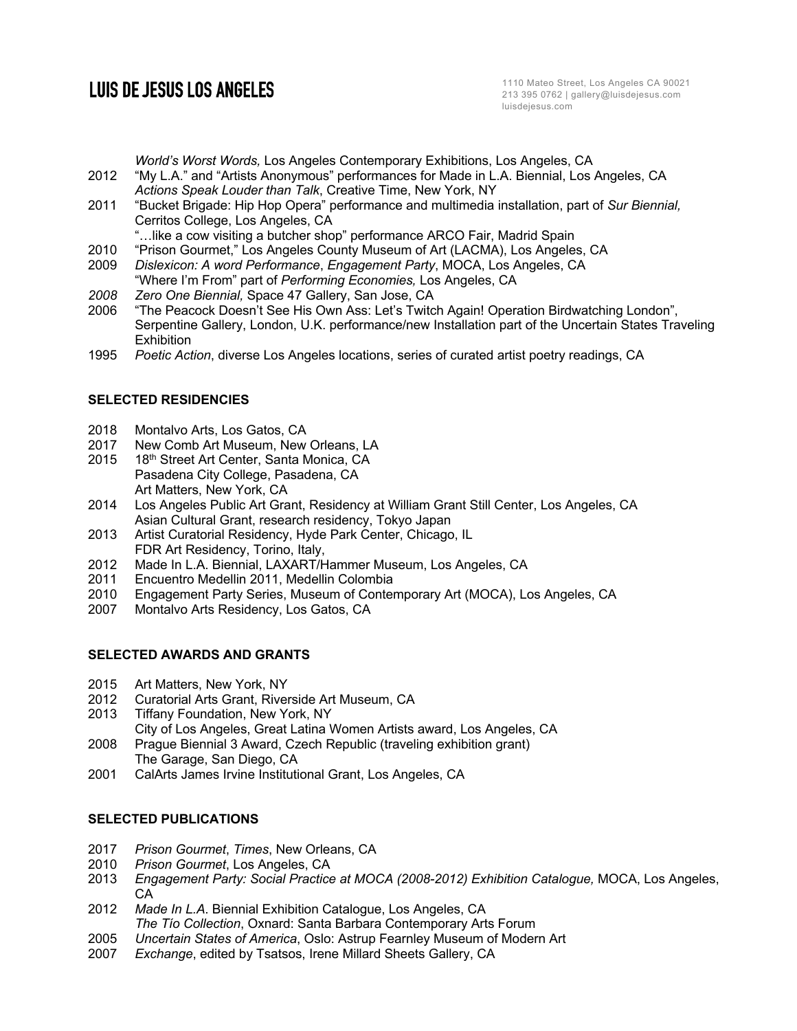*World's Worst Words,* Los Angeles Contemporary Exhibitions, Los Angeles, CA

2012 "My L.A." and "Artists Anonymous" performances for Made in L.A. Biennial, Los Angeles, CA
*Actions Speak Louder than Talk*, Creative Time, New York, NY

2011 "Bucket Brigade: Hip Hop Opera" performance and multimedia installation, part of *Sur Biennial,* Cerritos College, Los Angeles, CA
"…like a cow visiting a butcher shop" performance ARCO Fair, Madrid Spain

2010 "Prison Gourmet," Los Angeles County Museum of Art (LACMA), Los Angeles, CA

2009 *Dislexicon: A word Performance*, *Engagement Party*, MOCA, Los Angeles, CA
"Where I'm From" part of *Performing Economies,* Los Angeles, CA

*2008* *Zero One Biennial,* Space 47 Gallery, San Jose, CA

2006 "The Peacock Doesn't See His Own Ass: Let's Twitch Again! Operation Birdwatching London", Serpentine Gallery, London, U.K. performance/new Installation part of the Uncertain States Traveling Exhibition

1995 *Poetic Action*, diverse Los Angeles locations, series of curated artist poetry readings, CA

**SELECTED RESIDENCIES**

2018 Montalvo Arts, Los Gatos, CA

2017 New Comb Art Museum, New Orleans, LA

2015 18th Street Art Center, Santa Monica, CA
Pasadena City College, Pasadena, CA
Art Matters, New York, CA

2014 Los Angeles Public Art Grant, Residency at William Grant Still Center, Los Angeles, CA
Asian Cultural Grant, research residency, Tokyo Japan

2013 Artist Curatorial Residency, Hyde Park Center, Chicago, IL
FDR Art Residency, Torino, Italy,

2012 Made In L.A. Biennial, LAXART/Hammer Museum, Los Angeles, CA

2011 Encuentro Medellin 2011, Medellin Colombia

2010 Engagement Party Series, Museum of Contemporary Art (MOCA), Los Angeles, CA

2007 Montalvo Arts Residency, Los Gatos, CA

**SELECTED AWARDS AND GRANTS**

2015 Art Matters, New York, NY

2012 Curatorial Arts Grant, Riverside Art Museum, CA

2013 Tiffany Foundation, New York, NY
City of Los Angeles, Great Latina Women Artists award, Los Angeles, CA

2008 Prague Biennial 3 Award, Czech Republic (traveling exhibition grant)
The Garage, San Diego, CA

2001 CalArts James Irvine Institutional Grant, Los Angeles, CA

**SELECTED PUBLICATIONS**

2017 *Prison Gourmet*, *Times*, New Orleans, CA

2010 *Prison Gourmet*, Los Angeles, CA

2013 *Engagement Party: Social Practice at MOCA (2008-2012) Exhibition Catalogue,* MOCA, Los Angeles, CA

2012 *Made In L.A.* Biennial Exhibition Catalogue, Los Angeles, CA
*The Tío Collection*, Oxnard: Santa Barbara Contemporary Arts Forum

2005 *Uncertain States of America*, Oslo: Astrup Fearnley Museum of Modern Art

2007 *Exchange*, edited by Tsatsos, Irene Millard Sheets Gallery, CA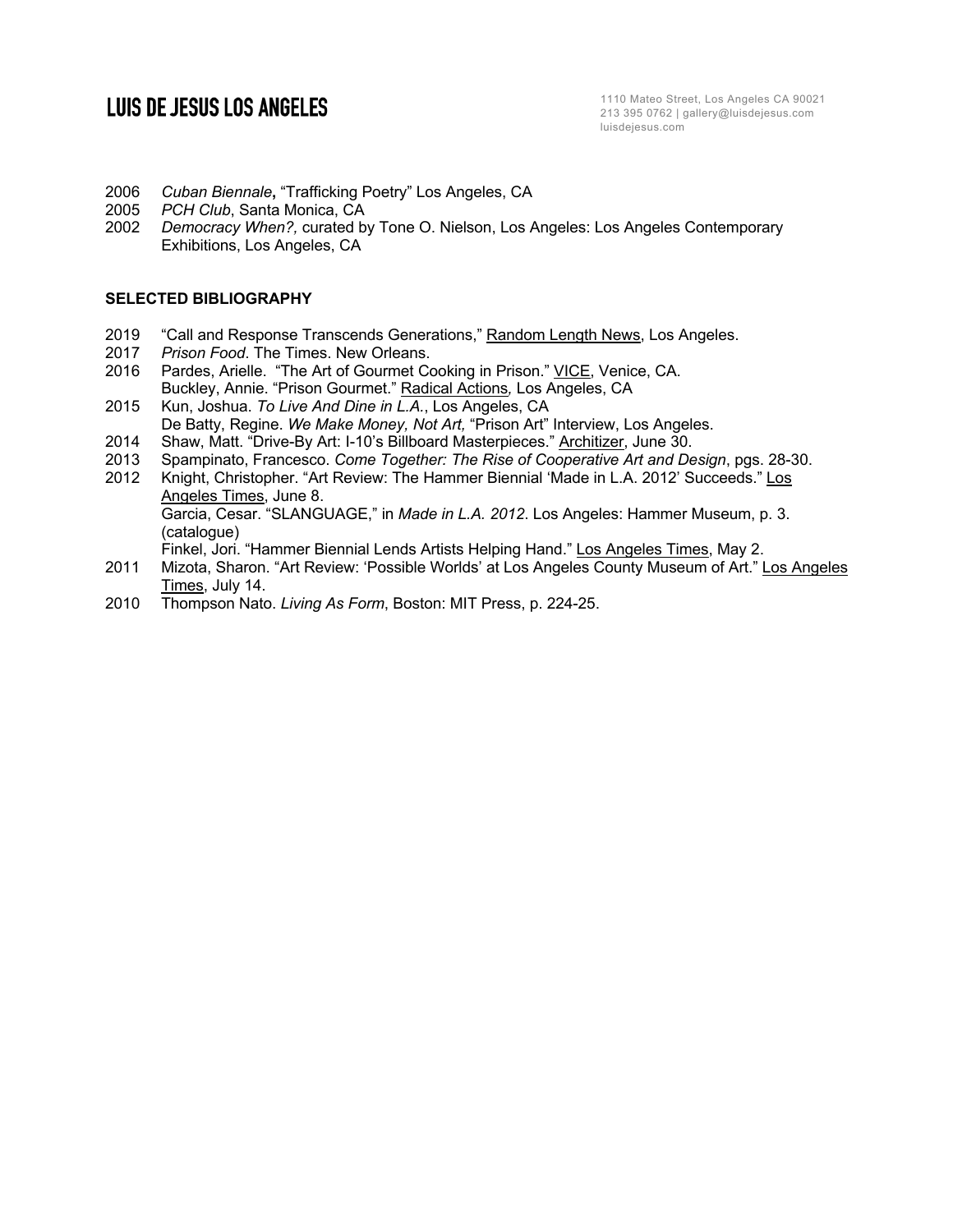2006 *Cuban Biennale*, "Trafficking Poetry" Los Angeles, CA
2005 *PCH Club*, Santa Monica, CA
2002 *Democracy When?,* curated by Tone O. Nielson, Los Angeles: Los Angeles Contemporary Exhibitions, Los Angeles, CA

**SELECTED BIBLIOGRAPHY**

2019 "Call and Response Transcends Generations," Random Length News, Los Angeles.
2017 *Prison Food*. The Times. New Orleans.
2016 Pardes, Arielle. "The Art of Gourmet Cooking in Prison." VICE, Venice, CA.
Buckley, Annie. "Prison Gourmet." Radical Actions*,* Los Angeles, CA
2015 Kun, Joshua. *To Live And Dine in L.A.*, Los Angeles, CA
De Batty, Regine. *We Make Money, Not Art,* "Prison Art" Interview, Los Angeles.
2014 Shaw, Matt. "Drive-By Art: I-10's Billboard Masterpieces." Architizer, June 30.
2013 Spampinato, Francesco. *Come Together: The Rise of Cooperative Art and Design*, pgs. 28-30.
2012 Knight, Christopher. "Art Review: The Hammer Biennial 'Made in L.A. 2012' Succeeds." Los Angeles Times, June 8.
Garcia, Cesar. "SLANGUAGE," in *Made in L.A. 2012*. Los Angeles: Hammer Museum, p. 3. (catalogue)
Finkel, Jori. "Hammer Biennial Lends Artists Helping Hand." Los Angeles Times, May 2.
2011 Mizota, Sharon. "Art Review: 'Possible Worlds' at Los Angeles County Museum of Art." Los Angeles Times, July 14.
2010 Thompson Nato. *Living As Form*, Boston: MIT Press, p. 224-25.